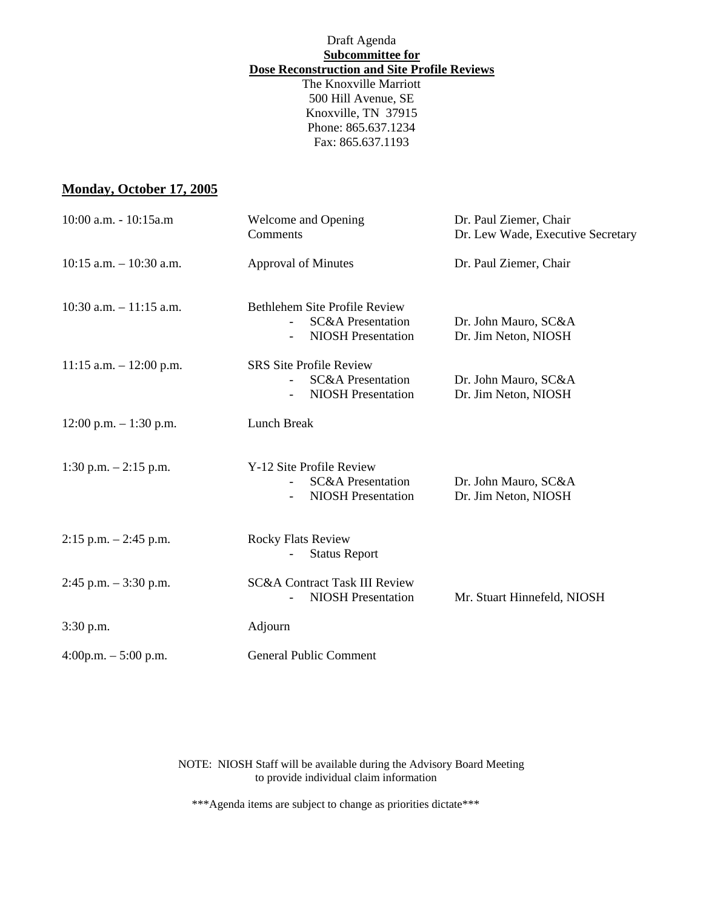Draft Agenda

**Subcommittee for**

**Dose Reconstruction and Site Profile Reviews**

The Knoxville Marriott
500 Hill Avenue, SE
Knoxville, TN 37915
Phone: 865.637.1234
Fax: 865.637.1193

## Monday, October 17, 2005

| Time | Item | Presenter |
|---|---|---|
| 10:00 a.m. - 10:15a.m | Welcome and Opening Comments | Dr. Paul Ziemer, Chair<br>Dr. Lew Wade, Executive Secretary |
| 10:15 a.m. – 10:30 a.m. | Approval of Minutes | Dr. Paul Ziemer, Chair |
| 10:30 a.m. – 11:15 a.m. | Bethlehem Site Profile Review<br>- SC&A Presentation<br>- NIOSH Presentation | <br>Dr. John Mauro, SC&A<br>Dr. Jim Neton, NIOSH |
| 11:15 a.m. – 12:00 p.m. | SRS Site Profile Review<br>- SC&A Presentation<br>- NIOSH Presentation | <br>Dr. John Mauro, SC&A<br>Dr. Jim Neton, NIOSH |
| 12:00 p.m. – 1:30 p.m. | Lunch Break | |
| 1:30 p.m. – 2:15 p.m. | Y-12 Site Profile Review<br>- SC&A Presentation<br>- NIOSH Presentation | <br>Dr. John Mauro, SC&A<br>Dr. Jim Neton, NIOSH |
| 2:15 p.m. – 2:45 p.m. | Rocky Flats Review<br>- Status Report | |
| 2:45 p.m. – 3:30 p.m. | SC&A Contract Task III Review<br>- NIOSH Presentation | <br>Mr. Stuart Hinnefeld, NIOSH |
| 3:30 p.m. | Adjourn | |
| 4:00p.m. – 5:00 p.m. | General Public Comment | |

NOTE: NIOSH Staff will be available during the Advisory Board Meeting to provide individual claim information

***Agenda items are subject to change as priorities dictate***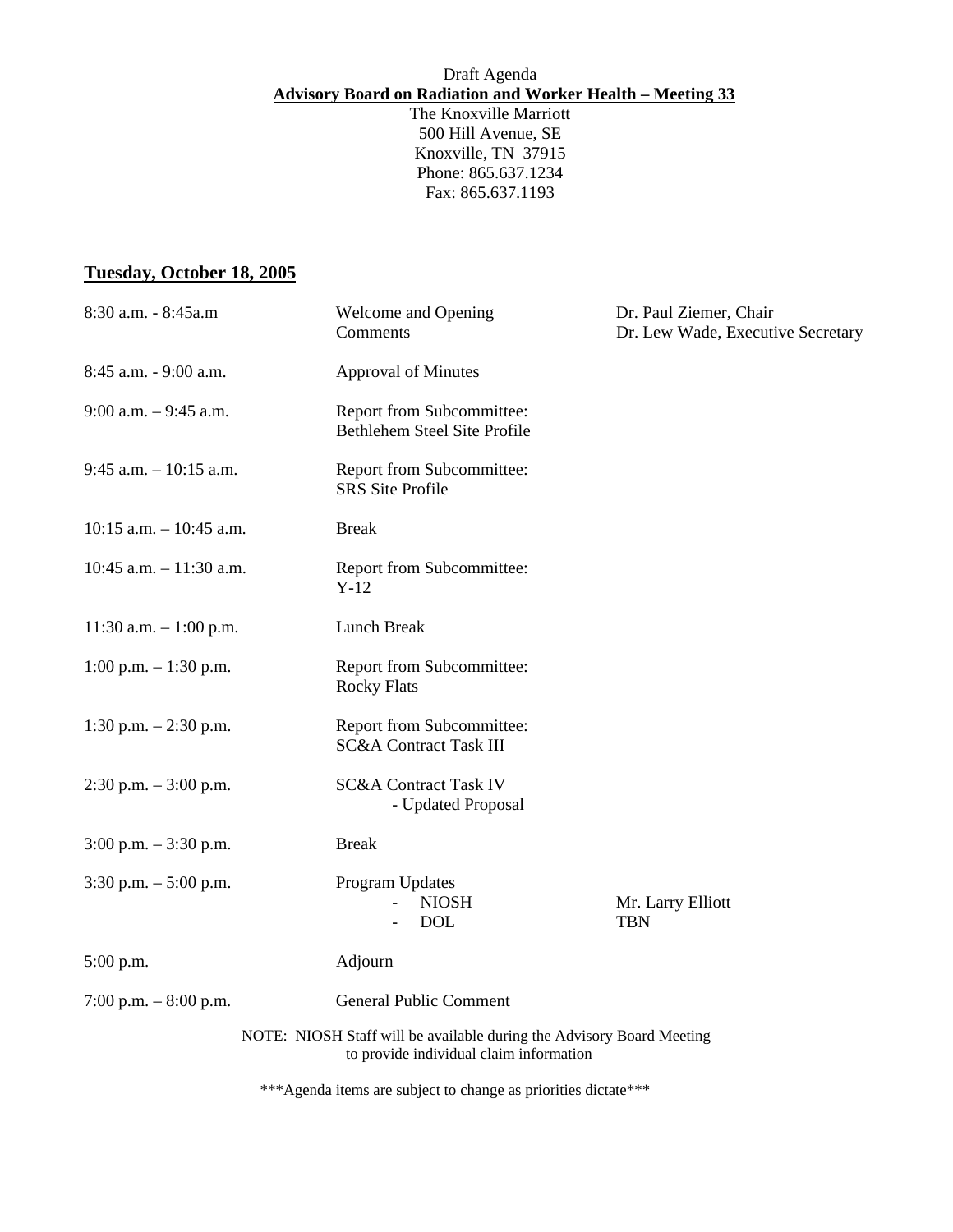Draft Agenda

**Advisory Board on Radiation and Worker Health – Meeting 33**

The Knoxville Marriott
500 Hill Avenue, SE
Knoxville, TN 37915
Phone: 865.637.1234
Fax: 865.637.1193

## Tuesday, October 18, 2005

| | | |
|---|---|---|
| 8:30 a.m. - 8:45a.m | Welcome and Opening Comments | Dr. Paul Ziemer, Chair<br>Dr. Lew Wade, Executive Secretary |
| 8:45 a.m. - 9:00 a.m. | Approval of Minutes | |
| 9:00 a.m. – 9:45 a.m. | Report from Subcommittee: Bethlehem Steel Site Profile | |
| 9:45 a.m. – 10:15 a.m. | Report from Subcommittee: SRS Site Profile | |
| 10:15 a.m. – 10:45 a.m. | Break | |
| 10:45 a.m. – 11:30 a.m. | Report from Subcommittee: Y-12 | |
| 11:30 a.m. – 1:00 p.m. | Lunch Break | |
| 1:00 p.m. – 1:30 p.m. | Report from Subcommittee: Rocky Flats | |
| 1:30 p.m. – 2:30 p.m. | Report from Subcommittee: SC&A Contract Task III | |
| 2:30 p.m. – 3:00 p.m. | SC&A Contract Task IV<br>- Updated Proposal | |
| 3:00 p.m. – 3:30 p.m. | Break | |
| 3:30 p.m. – 5:00 p.m. | Program Updates<br>- NIOSH<br>- DOL | <br>Mr. Larry Elliott<br>TBN |
| 5:00 p.m. | Adjourn | |
| 7:00 p.m. – 8:00 p.m. | General Public Comment | |

NOTE: NIOSH Staff will be available during the Advisory Board Meeting to provide individual claim information

***Agenda items are subject to change as priorities dictate***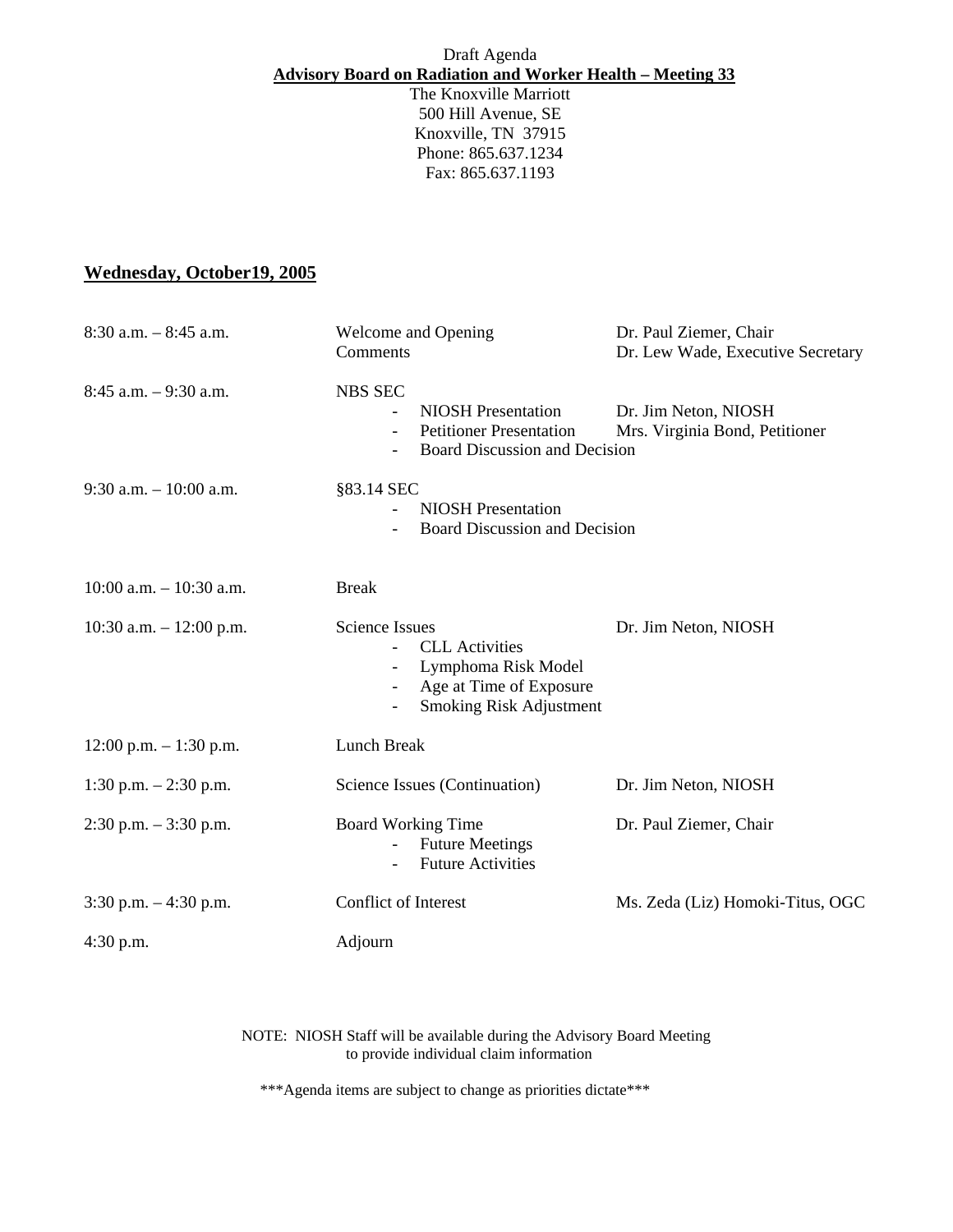Draft Agenda

**Advisory Board on Radiation and Worker Health – Meeting 33**

The Knoxville Marriott
500 Hill Avenue, SE
Knoxville, TN 37915
Phone: 865.637.1234
Fax: 865.637.1193

## Wednesday, October19, 2005

| | | |
|---|---|---|
| 8:30 a.m. – 8:45 a.m. | Welcome and Opening Comments | Dr. Paul Ziemer, Chair<br>Dr. Lew Wade, Executive Secretary |
| 8:45 a.m. – 9:30 a.m. | NBS SEC<br>- NIOSH Presentation<br>- Petitioner Presentation<br>- Board Discussion and Decision | <br>Dr. Jim Neton, NIOSH<br>Mrs. Virginia Bond, Petitioner |
| 9:30 a.m. – 10:00 a.m. | §83.14 SEC<br>- NIOSH Presentation<br>- Board Discussion and Decision | |
| 10:00 a.m. – 10:30 a.m. | Break | |
| 10:30 a.m. – 12:00 p.m. | Science Issues<br>- CLL Activities<br>- Lymphoma Risk Model<br>- Age at Time of Exposure<br>- Smoking Risk Adjustment | Dr. Jim Neton, NIOSH |
| 12:00 p.m. – 1:30 p.m. | Lunch Break | |
| 1:30 p.m. – 2:30 p.m. | Science Issues (Continuation) | Dr. Jim Neton, NIOSH |
| 2:30 p.m. – 3:30 p.m. | Board Working Time<br>- Future Meetings<br>- Future Activities | Dr. Paul Ziemer, Chair |
| 3:30 p.m. – 4:30 p.m. | Conflict of Interest | Ms. Zeda (Liz) Homoki-Titus, OGC |
| 4:30 p.m. | Adjourn | |

NOTE: NIOSH Staff will be available during the Advisory Board Meeting to provide individual claim information

***Agenda items are subject to change as priorities dictate***